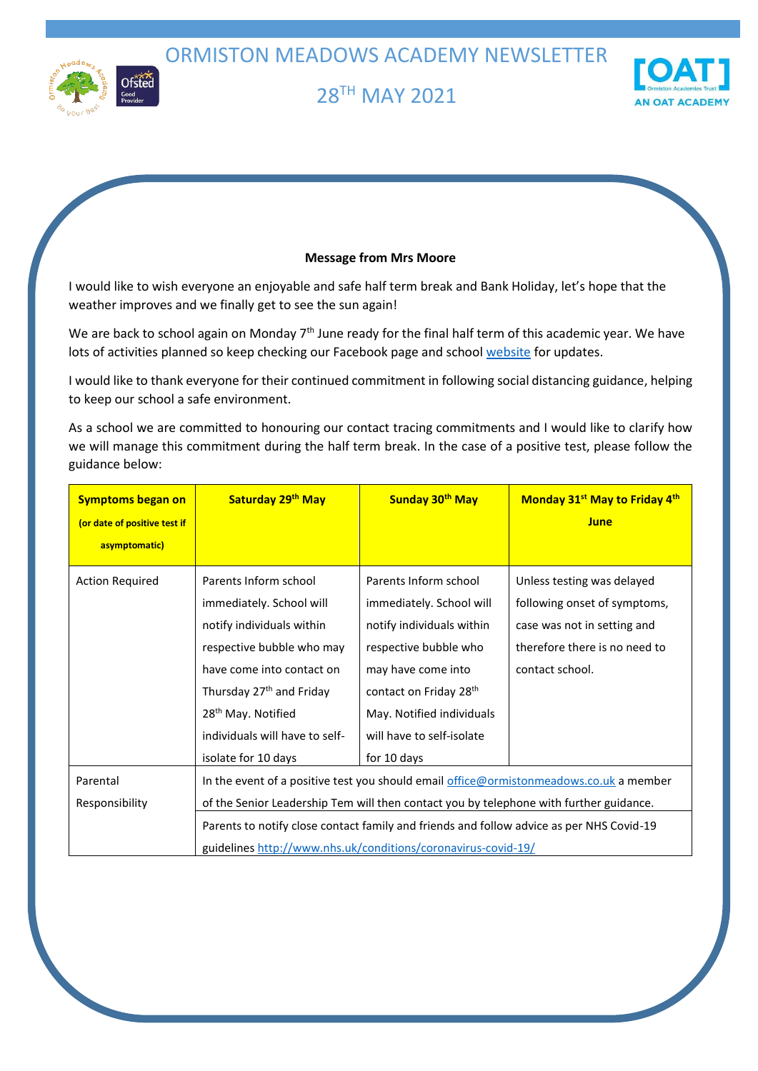# ORMISTON MEADOWS ACADEMY NEWSLETTER

## 28TH MAY 2021

**Message from Mrs Moore**

I would like to wish everyone an enjoyable and safe half term break and Bank Holiday, let's hope that the weather improves and we finally get to see the sun again!

We are back to school again on Monday 7th June ready for the final half term of this academic year. We have lots of activities planned so keep checking our Facebook page and school website for updates.

I would like to thank everyone for their continued commitment in following social distancing guidance, helping to keep our school a safe environment.

As a school we are committed to honouring our contact tracing commitments and I would like to clarify how we will manage this commitment during the half term break. In the case of a positive test, please follow the guidance below:

| **Symptoms began on** (or date of positive test if asymptomatic) | **Saturday 29th May** | **Sunday 30th May** | **Monday 31st May to Friday 4th June** |
|---|---|---|---|
| Action Required | Parents Inform school immediately. School will notify individuals within respective bubble who may have come into contact on Thursday 27th and Friday 28th May. Notified individuals will have to self-isolate for 10 days | Parents Inform school immediately. School will notify individuals within respective bubble who may have come into contact on Friday 28th May. Notified individuals will have to self-isolate for 10 days | Unless testing was delayed following onset of symptoms, case was not in setting and therefore there is no need to contact school. |
| Parental Responsibility | In the event of a positive test you should email office@ormistonmeadows.co.uk a member of the Senior Leadership Tem will then contact you by telephone with further guidance. | | |
| | Parents to notify close contact family and friends and follow advice as per NHS Covid-19 guidelines http://www.nhs.uk/conditions/coronavirus-covid-19/ | | |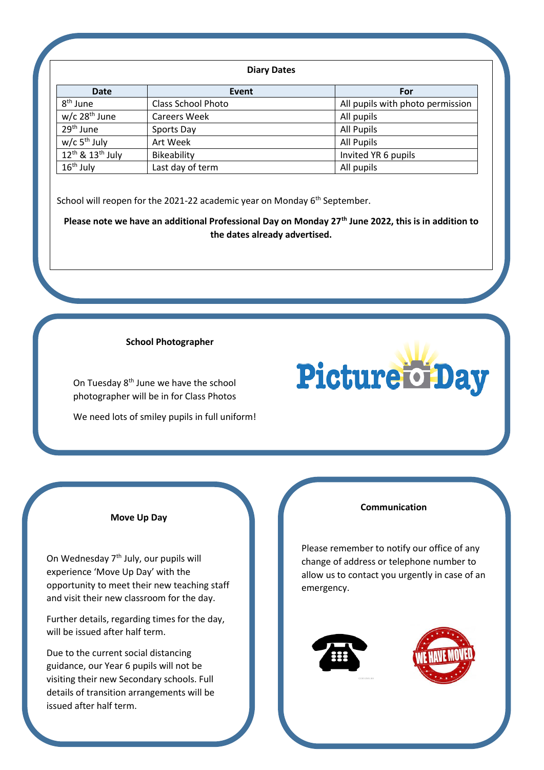## Diary Dates

| Date | Event | For |
|---|---|---|
| 8th June | Class School Photo | All pupils with photo permission |
| w/c 28th June | Careers Week | All pupils |
| 29th June | Sports Day | All Pupils |
| w/c 5th July | Art Week | All Pupils |
| 12th & 13th July | Bikeability | Invited YR 6 pupils |
| 16th July | Last day of term | All pupils |

School will reopen for the 2021-22 academic year on Monday 6th September.

**Please note we have an additional Professional Day on Monday 27th June 2022, this is in addition to the dates already advertised.**

## School Photographer

On Tuesday 8th June we have the school photographer will be in for Class Photos

We need lots of smiley pupils in full uniform!

## Move Up Day

On Wednesday 7th July, our pupils will experience 'Move Up Day' with the opportunity to meet their new teaching staff and visit their new classroom for the day.

Further details, regarding times for the day, will be issued after half term.

Due to the current social distancing guidance, our Year 6 pupils will not be visiting their new Secondary schools. Full details of transition arrangements will be issued after half term.

## Communication

Please remember to notify our office of any change of address or telephone number to allow us to contact you urgently in case of an emergency.